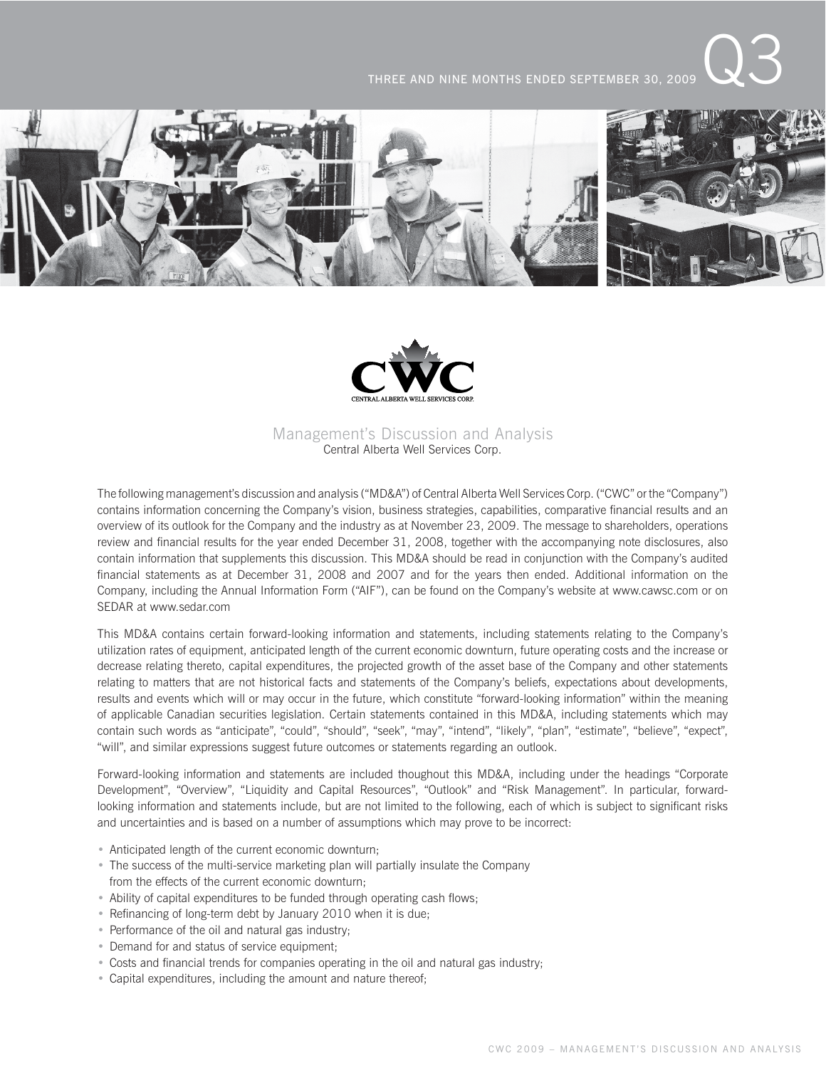THREE AND NINE MONTHS ENDED SEPTEMBER 30, 2009 Q3

# Management's Discussion and Analysis

Central Alberta Well Services Corp.

The following management's discussion and analysis ("MD&A") of Central Alberta Well Services Corp. ("CWC" or the "Company") contains information concerning the Company's vision, business strategies, capabilities, comparative financial results and an overview of its outlook for the Company and the industry as at November 23, 2009. The message to shareholders, operations review and financial results for the year ended December 31, 2008, together with the accompanying note disclosures, also contain information that supplements this discussion. This MD&A should be read in conjunction with the Company's audited financial statements as at December 31, 2008 and 2007 and for the years then ended. Additional information on the Company, including the Annual Information Form ("AIF"), can be found on the Company's website at www.cawsc.com or on SEDAR at www.sedar.com

This MD&A contains certain forward-looking information and statements, including statements relating to the Company's utilization rates of equipment, anticipated length of the current economic downturn, future operating costs and the increase or decrease relating thereto, capital expenditures, the projected growth of the asset base of the Company and other statements relating to matters that are not historical facts and statements of the Company's beliefs, expectations about developments, results and events which will or may occur in the future, which constitute "forward-looking information" within the meaning of applicable Canadian securities legislation. Certain statements contained in this MD&A, including statements which may contain such words as "anticipate", "could", "should", "seek", "may", "intend", "likely", "plan", "estimate", "believe", "expect", "will", and similar expressions suggest future outcomes or statements regarding an outlook.

Forward-looking information and statements are included thoughout this MD&A, including under the headings "Corporate Development", "Overview", "Liquidity and Capital Resources", "Outlook" and "Risk Management". In particular, forward-looking information and statements include, but are not limited to the following, each of which is subject to significant risks and uncertainties and is based on a number of assumptions which may prove to be incorrect:

- Anticipated length of the current economic downturn;
- The success of the multi-service marketing plan will partially insulate the Company from the effects of the current economic downturn;
- Ability of capital expenditures to be funded through operating cash flows;
- Refinancing of long-term debt by January 2010 when it is due;
- Performance of the oil and natural gas industry;
- Demand for and status of service equipment;
- Costs and financial trends for companies operating in the oil and natural gas industry;
- Capital expenditures, including the amount and nature thereof;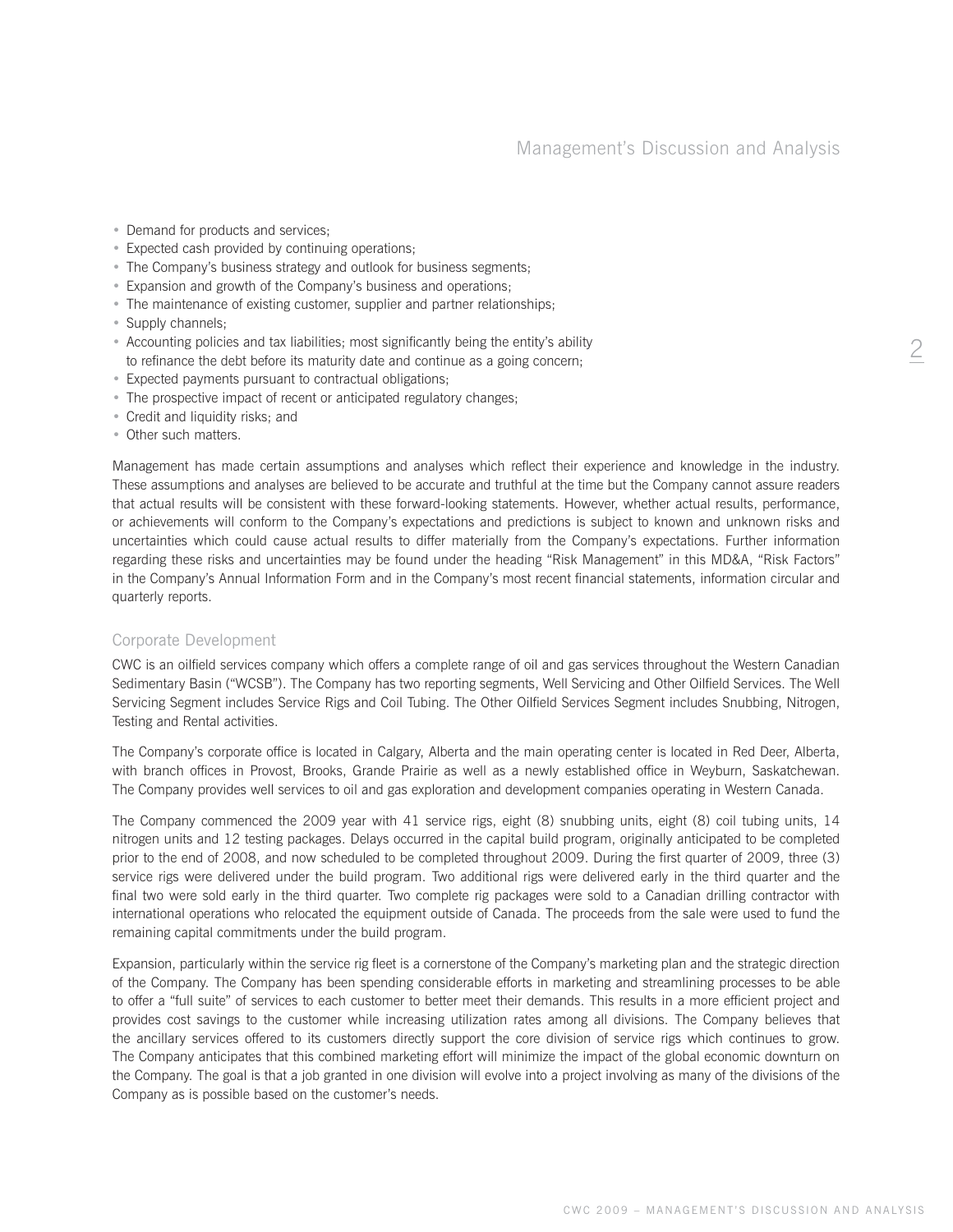- Demand for products and services;
- Expected cash provided by continuing operations;
- The Company's business strategy and outlook for business segments;
- Expansion and growth of the Company's business and operations;
- The maintenance of existing customer, supplier and partner relationships;
- Supply channels;
- Accounting policies and tax liabilities; most significantly being the entity's ability to refinance the debt before its maturity date and continue as a going concern;
- Expected payments pursuant to contractual obligations;
- The prospective impact of recent or anticipated regulatory changes;
- Credit and liquidity risks; and
- Other such matters.

Management has made certain assumptions and analyses which reflect their experience and knowledge in the industry. These assumptions and analyses are believed to be accurate and truthful at the time but the Company cannot assure readers that actual results will be consistent with these forward-looking statements. However, whether actual results, performance, or achievements will conform to the Company's expectations and predictions is subject to known and unknown risks and uncertainties which could cause actual results to differ materially from the Company's expectations. Further information regarding these risks and uncertainties may be found under the heading "Risk Management" in this MD&A, "Risk Factors" in the Company's Annual Information Form and in the Company's most recent financial statements, information circular and quarterly reports.

## Corporate Development

CWC is an oilfield services company which offers a complete range of oil and gas services throughout the Western Canadian Sedimentary Basin ("WCSB"). The Company has two reporting segments, Well Servicing and Other Oilfield Services. The Well Servicing Segment includes Service Rigs and Coil Tubing. The Other Oilfield Services Segment includes Snubbing, Nitrogen, Testing and Rental activities.

The Company's corporate office is located in Calgary, Alberta and the main operating center is located in Red Deer, Alberta, with branch offices in Provost, Brooks, Grande Prairie as well as a newly established office in Weyburn, Saskatchewan. The Company provides well services to oil and gas exploration and development companies operating in Western Canada.

The Company commenced the 2009 year with 41 service rigs, eight (8) snubbing units, eight (8) coil tubing units, 14 nitrogen units and 12 testing packages. Delays occurred in the capital build program, originally anticipated to be completed prior to the end of 2008, and now scheduled to be completed throughout 2009. During the first quarter of 2009, three (3) service rigs were delivered under the build program. Two additional rigs were delivered early in the third quarter and the final two were sold early in the third quarter. Two complete rig packages were sold to a Canadian drilling contractor with international operations who relocated the equipment outside of Canada. The proceeds from the sale were used to fund the remaining capital commitments under the build program.

Expansion, particularly within the service rig fleet is a cornerstone of the Company's marketing plan and the strategic direction of the Company. The Company has been spending considerable efforts in marketing and streamlining processes to be able to offer a "full suite" of services to each customer to better meet their demands. This results in a more efficient project and provides cost savings to the customer while increasing utilization rates among all divisions. The Company believes that the ancillary services offered to its customers directly support the core division of service rigs which continues to grow. The Company anticipates that this combined marketing effort will minimize the impact of the global economic downturn on the Company. The goal is that a job granted in one division will evolve into a project involving as many of the divisions of the Company as is possible based on the customer's needs.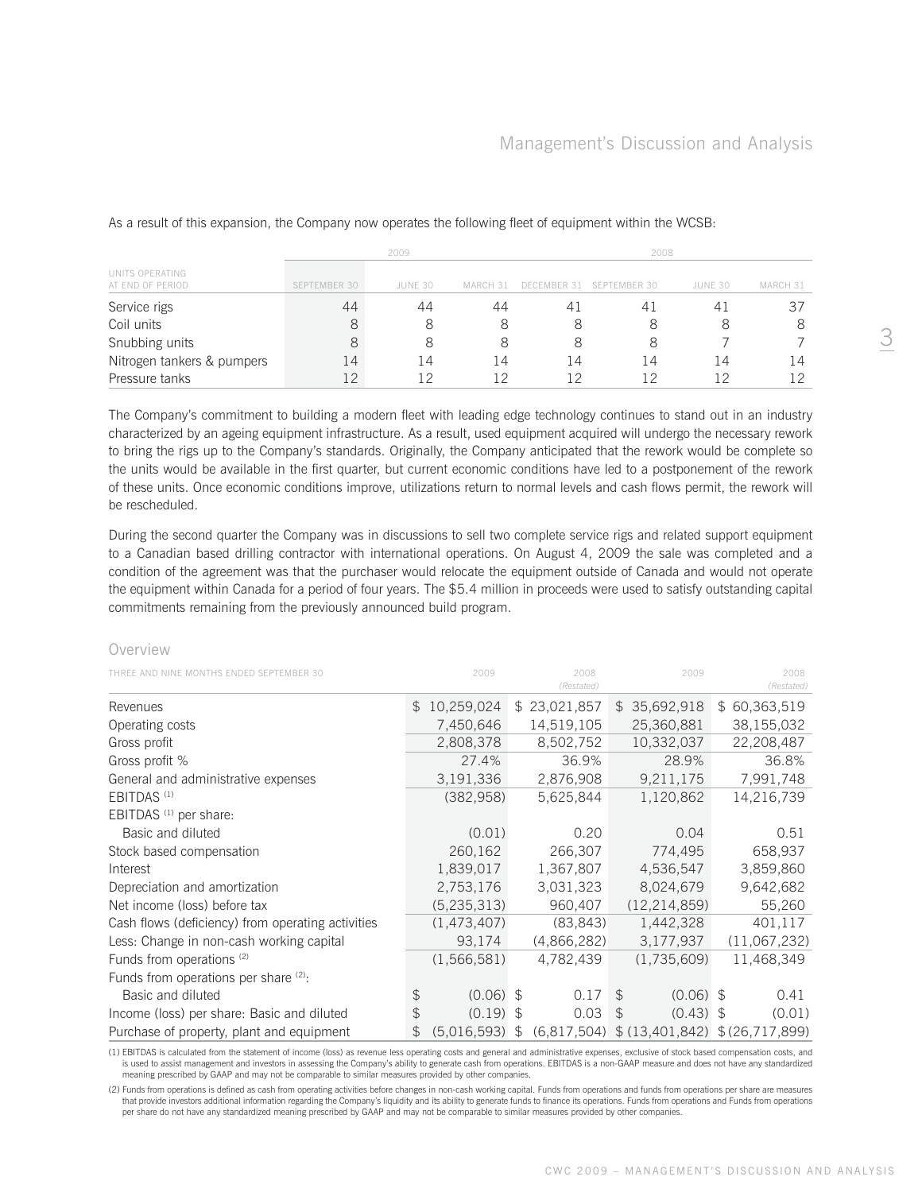As a result of this expansion, the Company now operates the following fleet of equipment within the WCSB:

| UNITS OPERATING AT END OF PERIOD | 2009 SEPTEMBER 30 | 2009 JUNE 30 | 2009 MARCH 31 | 2008 DECEMBER 31 | 2008 SEPTEMBER 30 | 2008 JUNE 30 | 2008 MARCH 31 |
|---|---|---|---|---|---|---|---|
| Service rigs | 44 | 44 | 44 | 41 | 41 | 41 | 37 |
| Coil units | 8 | 8 | 8 | 8 | 8 | 8 | 8 |
| Snubbing units | 8 | 8 | 8 | 8 | 8 | 7 | 7 |
| Nitrogen tankers & pumpers | 14 | 14 | 14 | 14 | 14 | 14 | 14 |
| Pressure tanks | 12 | 12 | 12 | 12 | 12 | 12 | 12 |

The Company's commitment to building a modern fleet with leading edge technology continues to stand out in an industry characterized by an ageing equipment infrastructure. As a result, used equipment acquired will undergo the necessary rework to bring the rigs up to the Company's standards. Originally, the Company anticipated that the rework would be complete so the units would be available in the first quarter, but current economic conditions have led to a postponement of the rework of these units. Once economic conditions improve, utilizations return to normal levels and cash flows permit, the rework will be rescheduled.

During the second quarter the Company was in discussions to sell two complete service rigs and related support equipment to a Canadian based drilling contractor with international operations. On August 4, 2009 the sale was completed and a condition of the agreement was that the purchaser would relocate the equipment outside of Canada and would not operate the equipment within Canada for a period of four years. The $5.4 million in proceeds were used to satisfy outstanding capital commitments remaining from the previously announced build program.

## Overview

| THREE AND NINE MONTHS ENDED SEPTEMBER 30 | 2009 | 2008 (Restated) | 2009 | 2008 (Restated) |
|---|---|---|---|---|
| Revenues | $ 10,259,024 | $ 23,021,857 | $ 35,692,918 | $ 60,363,519 |
| Operating costs | 7,450,646 | 14,519,105 | 25,360,881 | 38,155,032 |
| Gross profit | 2,808,378 | 8,502,752 | 10,332,037 | 22,208,487 |
| Gross profit % | 27.4% | 36.9% | 28.9% | 36.8% |
| General and administrative expenses | 3,191,336 | 2,876,908 | 9,211,175 | 7,991,748 |
| EBITDAS (1) | (382,958) | 5,625,844 | 1,120,862 | 14,216,739 |
| EBITDAS (1) per share: | | | | |
| Basic and diluted | (0.01) | 0.20 | 0.04 | 0.51 |
| Stock based compensation | 260,162 | 266,307 | 774,495 | 658,937 |
| Interest | 1,839,017 | 1,367,807 | 4,536,547 | 3,859,860 |
| Depreciation and amortization | 2,753,176 | 3,031,323 | 8,024,679 | 9,642,682 |
| Net income (loss) before tax | (5,235,313) | 960,407 | (12,214,859) | 55,260 |
| Cash flows (deficiency) from operating activities | (1,473,407) | (83,843) | 1,442,328 | 401,117 |
| Less: Change in non-cash working capital | 93,174 | (4,866,282) | 3,177,937 | (11,067,232) |
| Funds from operations (2) | (1,566,581) | 4,782,439 | (1,735,609) | 11,468,349 |
| Funds from operations per share (2): | | | | |
| Basic and diluted | $ (0.06) | $ 0.17 | $ (0.06) | $ 0.41 |
| Income (loss) per share: Basic and diluted | $ (0.19) | $ 0.03 | $ (0.43) | $ (0.01) |
| Purchase of property, plant and equipment | $ (5,016,593) | $ (6,817,504) | $ (13,401,842) | $ (26,717,899) |

(1) EBITDAS is calculated from the statement of income (loss) as revenue less operating costs and general and administrative expenses, exclusive of stock based compensation costs, and is used to assist management and investors in assessing the Company's ability to generate cash from operations. EBITDAS is a non-GAAP measure and does not have any standardized meaning prescribed by GAAP and may not be comparable to similar measures provided by other companies.

(2) Funds from operations is defined as cash from operating activities before changes in non-cash working capital. Funds from operations and funds from operations per share are measures that provide investors additional information regarding the Company's liquidity and its ability to generate funds to finance its operations. Funds from operations and Funds from operations per share do not have any standardized meaning prescribed by GAAP and may not be comparable to similar measures provided by other companies.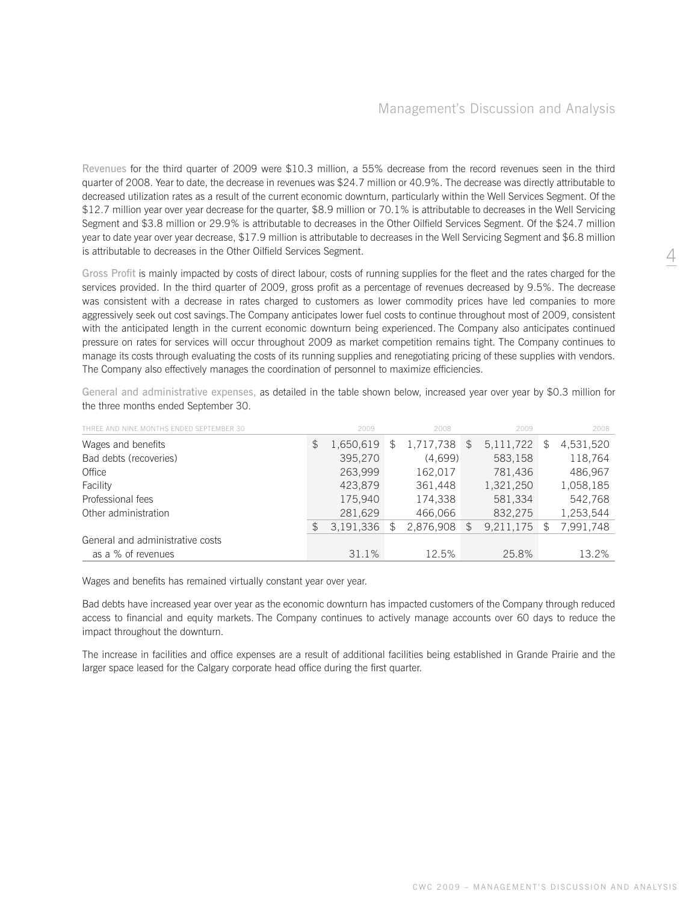**Revenues** for the third quarter of 2009 were $10.3 million, a 55% decrease from the record revenues seen in the third quarter of 2008. Year to date, the decrease in revenues was $24.7 million or 40.9%. The decrease was directly attributable to decreased utilization rates as a result of the current economic downturn, particularly within the Well Services Segment. Of the $12.7 million year over year decrease for the quarter, $8.9 million or 70.1% is attributable to decreases in the Well Servicing Segment and $3.8 million or 29.9% is attributable to decreases in the Other Oilfield Services Segment. Of the $24.7 million year to date year over year decrease, $17.9 million is attributable to decreases in the Well Servicing Segment and $6.8 million is attributable to decreases in the Other Oilfield Services Segment.

**Gross Profit** is mainly impacted by costs of direct labour, costs of running supplies for the fleet and the rates charged for the services provided. In the third quarter of 2009, gross profit as a percentage of revenues decreased by 9.5%. The decrease was consistent with a decrease in rates charged to customers as lower commodity prices have led companies to more aggressively seek out cost savings. The Company anticipates lower fuel costs to continue throughout most of 2009, consistent with the anticipated length in the current economic downturn being experienced. The Company also anticipates continued pressure on rates for services will occur throughout 2009 as market competition remains tight. The Company continues to manage its costs through evaluating the costs of its running supplies and renegotiating pricing of these supplies with vendors. The Company also effectively manages the coordination of personnel to maximize efficiencies.

**General and administrative expenses,** as detailed in the table shown below, increased year over year by $0.3 million for the three months ended September 30.

| THREE AND NINE MONTHS ENDED SEPTEMBER 30 | 2009 | 2008 | 2009 | 2008 |
|---|---|---|---|---|
| Wages and benefits | $ 1,650,619 | $ 1,717,738 | $ 5,111,722 | $ 4,531,520 |
| Bad debts (recoveries) | 395,270 | (4,699) | 583,158 | 118,764 |
| Office | 263,999 | 162,017 | 781,436 | 486,967 |
| Facility | 423,879 | 361,448 | 1,321,250 | 1,058,185 |
| Professional fees | 175,940 | 174,338 | 581,334 | 542,768 |
| Other administration | 281,629 | 466,066 | 832,275 | 1,253,544 |
| | $ 3,191,336 | $ 2,876,908 | $ 9,211,175 | $ 7,991,748 |
| General and administrative costs as a % of revenues | 31.1% | 12.5% | 25.8% | 13.2% |

Wages and benefits has remained virtually constant year over year.

Bad debts have increased year over year as the economic downturn has impacted customers of the Company through reduced access to financial and equity markets. The Company continues to actively manage accounts over 60 days to reduce the impact throughout the downturn.

The increase in facilities and office expenses are a result of additional facilities being established in Grande Prairie and the larger space leased for the Calgary corporate head office during the first quarter.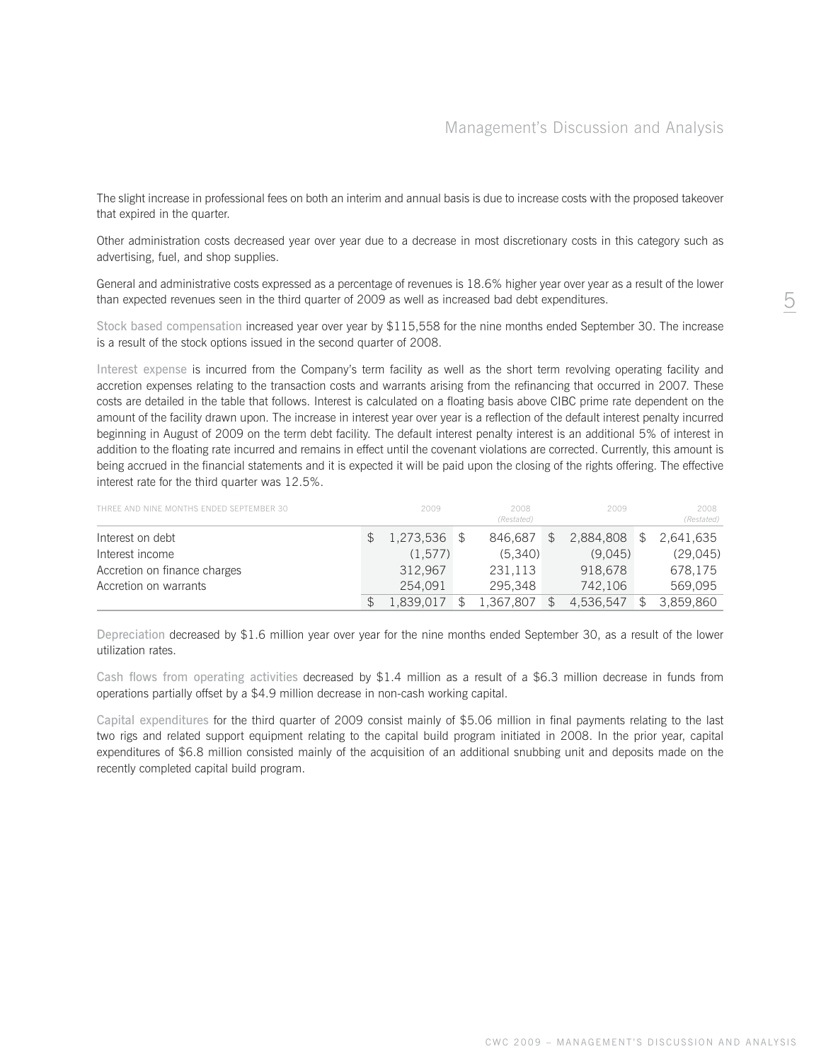The slight increase in professional fees on both an interim and annual basis is due to increase costs with the proposed takeover that expired in the quarter.

Other administration costs decreased year over year due to a decrease in most discretionary costs in this category such as advertising, fuel, and shop supplies.

General and administrative costs expressed as a percentage of revenues is 18.6% higher year over year as a result of the lower than expected revenues seen in the third quarter of 2009 as well as increased bad debt expenditures.

Stock based compensation increased year over year by $115,558 for the nine months ended September 30. The increase is a result of the stock options issued in the second quarter of 2008.

Interest expense is incurred from the Company's term facility as well as the short term revolving operating facility and accretion expenses relating to the transaction costs and warrants arising from the refinancing that occurred in 2007. These costs are detailed in the table that follows. Interest is calculated on a floating basis above CIBC prime rate dependent on the amount of the facility drawn upon. The increase in interest year over year is a reflection of the default interest penalty incurred beginning in August of 2009 on the term debt facility. The default interest penalty interest is an additional 5% of interest in addition to the floating rate incurred and remains in effect until the covenant violations are corrected. Currently, this amount is being accrued in the financial statements and it is expected it will be paid upon the closing of the rights offering. The effective interest rate for the third quarter was 12.5%.

| THREE AND NINE MONTHS ENDED SEPTEMBER 30 | 2009 | 2008 *(Restated)* | 2009 | 2008 *(Restated)* |
|---|---|---|---|---|
| Interest on debt | $ 1,273,536 | $ 846,687 | $ 2,884,808 | $ 2,641,635 |
| Interest income | (1,577) | (5,340) | (9,045) | (29,045) |
| Accretion on finance charges | 312,967 | 231,113 | 918,678 | 678,175 |
| Accretion on warrants | 254,091 | 295,348 | 742,106 | 569,095 |
| | $ 1,839,017 | $ 1,367,807 | $ 4,536,547 | $ 3,859,860 |

Depreciation decreased by $1.6 million year over year for the nine months ended September 30, as a result of the lower utilization rates.

Cash flows from operating activities decreased by $1.4 million as a result of a $6.3 million decrease in funds from operations partially offset by a $4.9 million decrease in non-cash working capital.

Capital expenditures for the third quarter of 2009 consist mainly of $5.06 million in final payments relating to the last two rigs and related support equipment relating to the capital build program initiated in 2008. In the prior year, capital expenditures of $6.8 million consisted mainly of the acquisition of an additional snubbing unit and deposits made on the recently completed capital build program.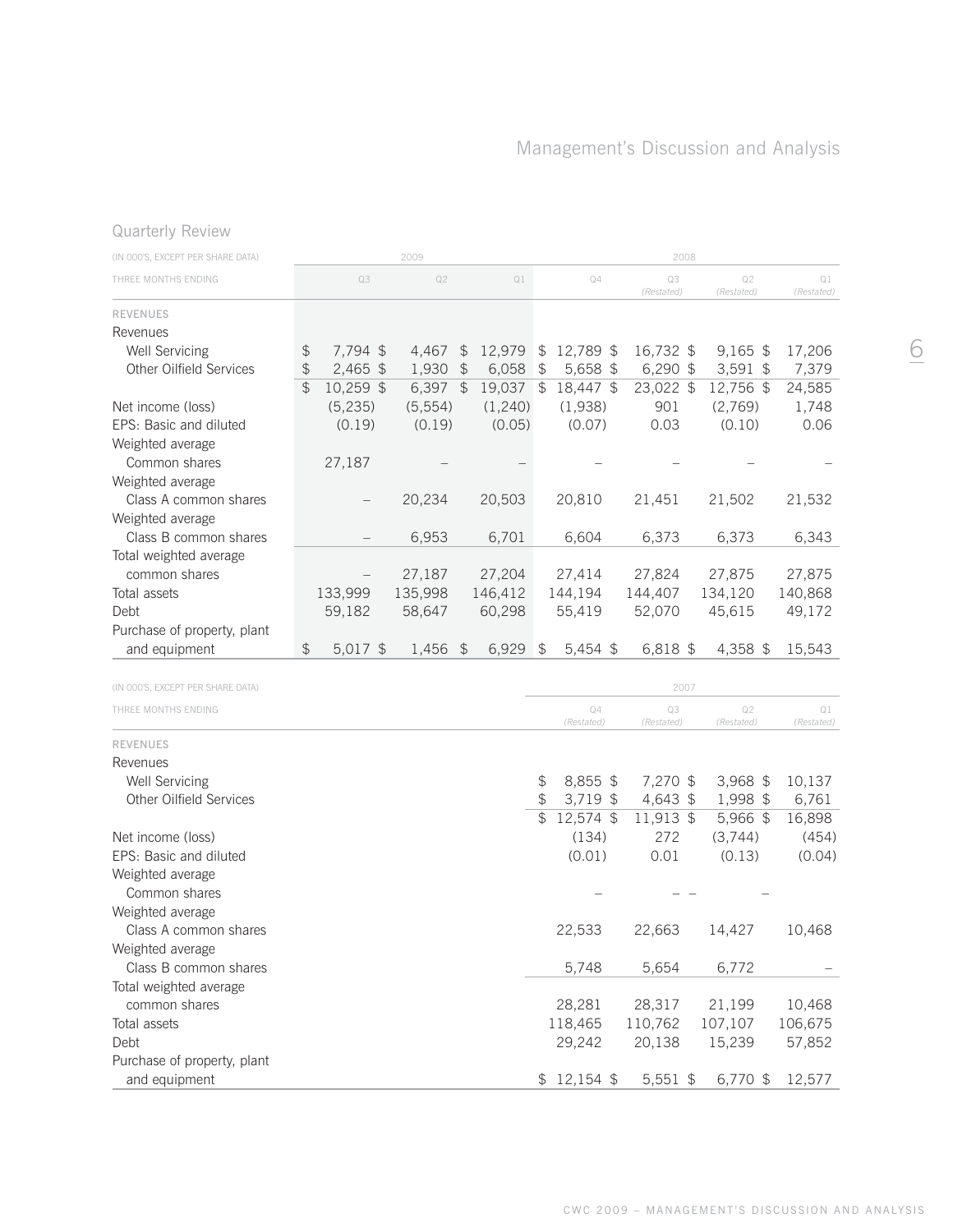## Quarterly Review

| (IN 000'S, EXCEPT PER SHARE DATA) | 2009 | | | 2008 | | | |
|---|---|---|---|---|---|---|---|
| THREE MONTHS ENDING | Q3 | Q2 | Q1 | Q4 | Q3 *(Restated)* | Q2 *(Restated)* | Q1 *(Restated)* |
| REVENUES | | | | | | | |
| Revenues | | | | | | | |
| Well Servicing | $ 7,794 | $ 4,467 | $ 12,979 | $ 12,789 | $ 16,732 | $ 9,165 | $ 17,206 |
| Other Oilfield Services | $ 2,465 | $ 1,930 | $ 6,058 | $ 5,658 | $ 6,290 | $ 3,591 | $ 7,379 |
| | $ 10,259 | $ 6,397 | $ 19,037 | $ 18,447 | $ 23,022 | $ 12,756 | $ 24,585 |
| Net income (loss) | (5,235) | (5,554) | (1,240) | (1,938) | 901 | (2,769) | 1,748 |
| EPS: Basic and diluted | (0.19) | (0.19) | (0.05) | (0.07) | 0.03 | (0.10) | 0.06 |
| Weighted average Common shares | 27,187 | – | – | – | – | – | – |
| Weighted average Class A common shares | – | 20,234 | 20,503 | 20,810 | 21,451 | 21,502 | 21,532 |
| Weighted average Class B common shares | – | 6,953 | 6,701 | 6,604 | 6,373 | 6,373 | 6,343 |
| Total weighted average common shares | – | 27,187 | 27,204 | 27,414 | 27,824 | 27,875 | 27,875 |
| Total assets | 133,999 | 135,998 | 146,412 | 144,194 | 144,407 | 134,120 | 140,868 |
| Debt | 59,182 | 58,647 | 60,298 | 55,419 | 52,070 | 45,615 | 49,172 |
| Purchase of property, plant and equipment | $ 5,017 | $ 1,456 | $ 6,929 | $ 5,454 | $ 6,818 | $ 4,358 | $ 15,543 |

| (IN 000'S, EXCEPT PER SHARE DATA) | 2007 | | | |
|---|---|---|---|---|
| THREE MONTHS ENDING | Q4 *(Restated)* | Q3 *(Restated)* | Q2 *(Restated)* | Q1 *(Restated)* |
| REVENUES | | | | |
| Revenues | | | | |
| Well Servicing | $ 8,855 | $ 7,270 | $ 3,968 | $ 10,137 |
| Other Oilfield Services | $ 3,719 | $ 4,643 | $ 1,998 | $ 6,761 |
| | $ 12,574 | $ 11,913 | $ 5,966 | $ 16,898 |
| Net income (loss) | (134) | 272 | (3,744) | (454) |
| EPS: Basic and diluted | (0.01) | 0.01 | (0.13) | (0.04) |
| Weighted average Common shares | – | – – | – | |
| Weighted average Class A common shares | 22,533 | 22,663 | 14,427 | 10,468 |
| Weighted average Class B common shares | 5,748 | 5,654 | 6,772 | – |
| Total weighted average common shares | 28,281 | 28,317 | 21,199 | 10,468 |
| Total assets | 118,465 | 110,762 | 107,107 | 106,675 |
| Debt | 29,242 | 20,138 | 15,239 | 57,852 |
| Purchase of property, plant and equipment | $ 12,154 | $ 5,551 | $ 6,770 | $ 12,577 |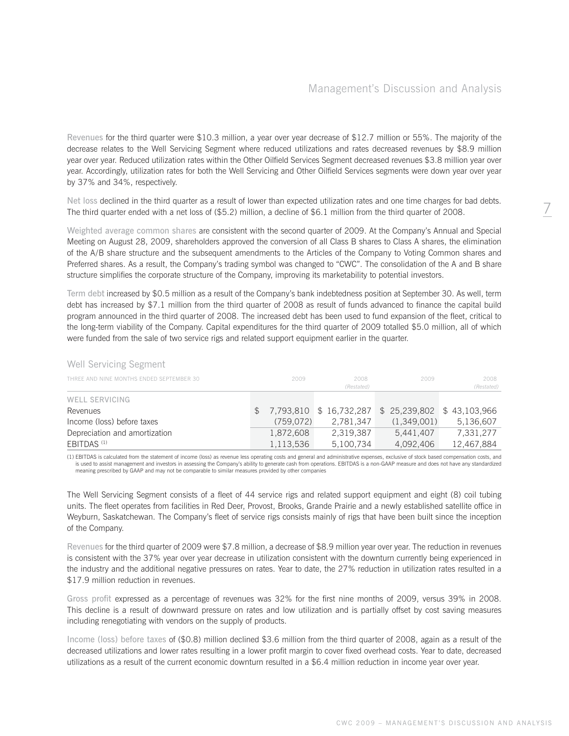**Revenues** for the third quarter were $10.3 million, a year over year decrease of $12.7 million or 55%. The majority of the decrease relates to the Well Servicing Segment where reduced utilizations and rates decreased revenues by $8.9 million year over year. Reduced utilization rates within the Other Oilfield Services Segment decreased revenues $3.8 million year over year. Accordingly, utilization rates for both the Well Servicing and Other Oilfield Services segments were down year over year by 37% and 34%, respectively.

**Net loss** declined in the third quarter as a result of lower than expected utilization rates and one time charges for bad debts. The third quarter ended with a net loss of ($5.2) million, a decline of $6.1 million from the third quarter of 2008.

**Weighted average common shares** are consistent with the second quarter of 2009. At the Company's Annual and Special Meeting on August 28, 2009, shareholders approved the conversion of all Class B shares to Class A shares, the elimination of the A/B share structure and the subsequent amendments to the Articles of the Company to Voting Common shares and Preferred shares. As a result, the Company's trading symbol was changed to "CWC". The consolidation of the A and B share structure simplifies the corporate structure of the Company, improving its marketability to potential investors.

**Term debt** increased by $0.5 million as a result of the Company's bank indebtedness position at September 30. As well, term debt has increased by $7.1 million from the third quarter of 2008 as result of funds advanced to finance the capital build program announced in the third quarter of 2008. The increased debt has been used to fund expansion of the fleet, critical to the long-term viability of the Company. Capital expenditures for the third quarter of 2009 totalled $5.0 million, all of which were funded from the sale of two service rigs and related support equipment earlier in the quarter.

## Well Servicing Segment

| THREE AND NINE MONTHS ENDED SEPTEMBER 30 | 2009 | 2008 *(Restated)* | 2009 | 2008 *(Restated)* |
|---|---|---|---|---|
| **WELL SERVICING** | | | | |
| Revenues | $ 7,793,810 | $ 16,732,287 | $ 25,239,802 | $ 43,103,966 |
| Income (loss) before taxes | (759,072) | 2,781,347 | (1,349,001) | 5,136,607 |
| Depreciation and amortization | 1,872,608 | 2,319,387 | 5,441,407 | 7,331,277 |
| EBITDAS [(1)] | 1,113,536 | 5,100,734 | 4,092,406 | 12,467,884 |

(1) EBITDAS is calculated from the statement of income (loss) as revenue less operating costs and general and administrative expenses, exclusive of stock based compensation costs, and is used to assist management and investors in assessing the Company's ability to generate cash from operations. EBITDAS is a non-GAAP measure and does not have any standardized meaning prescribed by GAAP and may not be comparable to similar measures provided by other companies

The Well Servicing Segment consists of a fleet of 44 service rigs and related support equipment and eight (8) coil tubing units. The fleet operates from facilities in Red Deer, Provost, Brooks, Grande Prairie and a newly established satellite office in Weyburn, Saskatchewan. The Company's fleet of service rigs consists mainly of rigs that have been built since the inception of the Company.

**Revenues** for the third quarter of 2009 were $7.8 million, a decrease of $8.9 million year over year. The reduction in revenues is consistent with the 37% year over year decrease in utilization consistent with the downturn currently being experienced in the industry and the additional negative pressures on rates. Year to date, the 27% reduction in utilization rates resulted in a $17.9 million reduction in revenues.

**Gross profit** expressed as a percentage of revenues was 32% for the first nine months of 2009, versus 39% in 2008. This decline is a result of downward pressure on rates and low utilization and is partially offset by cost saving measures including renegotiating with vendors on the supply of products.

**Income (loss) before taxes** of ($0.8) million declined $3.6 million from the third quarter of 2008, again as a result of the decreased utilizations and lower rates resulting in a lower profit margin to cover fixed overhead costs. Year to date, decreased utilizations as a result of the current economic downturn resulted in a $6.4 million reduction in income year over year.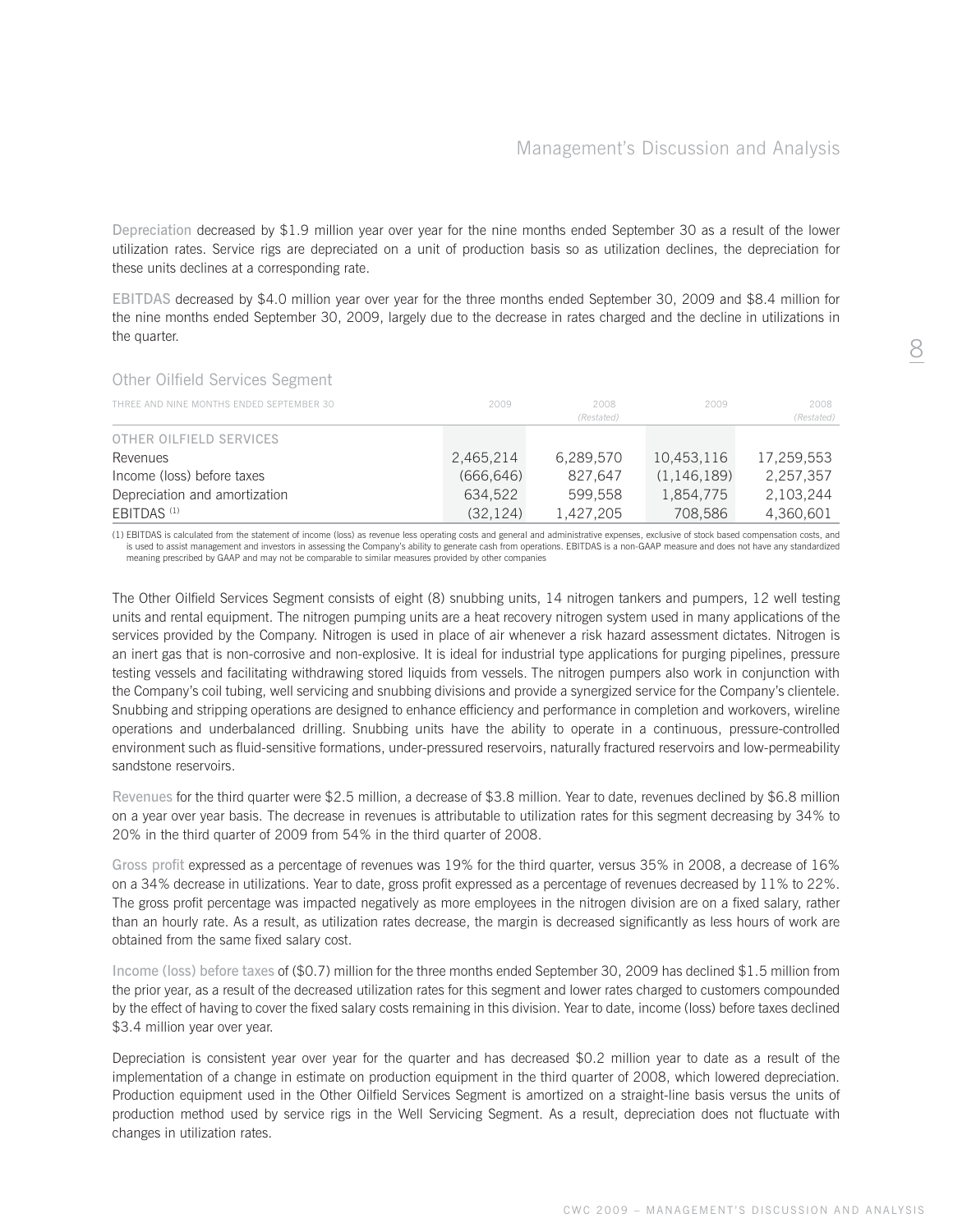**Depreciation** decreased by $1.9 million year over year for the nine months ended September 30 as a result of the lower utilization rates. Service rigs are depreciated on a unit of production basis so as utilization declines, the depreciation for these units declines at a corresponding rate.

**EBITDAS** decreased by $4.0 million year over year for the three months ended September 30, 2009 and $8.4 million for the nine months ended September 30, 2009, largely due to the decrease in rates charged and the decline in utilizations in the quarter.

## Other Oilfield Services Segment

| THREE AND NINE MONTHS ENDED SEPTEMBER 30 | 2009 | 2008 *(Restated)* | 2009 | 2008 *(Restated)* |
|---|---|---|---|---|
| **OTHER OILFIELD SERVICES** | | | | |
| Revenues | 2,465,214 | 6,289,570 | 10,453,116 | 17,259,553 |
| Income (loss) before taxes | (666,646) | 827,647 | (1,146,189) | 2,257,357 |
| Depreciation and amortization | 634,522 | 599,558 | 1,854,775 | 2,103,244 |
| EBITDAS [1] | (32,124) | 1,427,205 | 708,586 | 4,360,601 |

(1) EBITDAS is calculated from the statement of income (loss) as revenue less operating costs and general and administrative expenses, exclusive of stock based compensation costs, and is used to assist management and investors in assessing the Company's ability to generate cash from operations. EBITDAS is a non-GAAP measure and does not have any standardized meaning prescribed by GAAP and may not be comparable to similar measures provided by other companies

The Other Oilfield Services Segment consists of eight (8) snubbing units, 14 nitrogen tankers and pumpers, 12 well testing units and rental equipment. The nitrogen pumping units are a heat recovery nitrogen system used in many applications of the services provided by the Company. Nitrogen is used in place of air whenever a risk hazard assessment dictates. Nitrogen is an inert gas that is non-corrosive and non-explosive. It is ideal for industrial type applications for purging pipelines, pressure testing vessels and facilitating withdrawing stored liquids from vessels. The nitrogen pumpers also work in conjunction with the Company's coil tubing, well servicing and snubbing divisions and provide a synergized service for the Company's clientele. Snubbing and stripping operations are designed to enhance efficiency and performance in completion and workovers, wireline operations and underbalanced drilling. Snubbing units have the ability to operate in a continuous, pressure-controlled environment such as fluid-sensitive formations, under-pressured reservoirs, naturally fractured reservoirs and low-permeability sandstone reservoirs.

**Revenues** for the third quarter were $2.5 million, a decrease of $3.8 million. Year to date, revenues declined by $6.8 million on a year over year basis. The decrease in revenues is attributable to utilization rates for this segment decreasing by 34% to 20% in the third quarter of 2009 from 54% in the third quarter of 2008.

**Gross profit** expressed as a percentage of revenues was 19% for the third quarter, versus 35% in 2008, a decrease of 16% on a 34% decrease in utilizations. Year to date, gross profit expressed as a percentage of revenues decreased by 11% to 22%. The gross profit percentage was impacted negatively as more employees in the nitrogen division are on a fixed salary, rather than an hourly rate. As a result, as utilization rates decrease, the margin is decreased significantly as less hours of work are obtained from the same fixed salary cost.

**Income (loss) before taxes** of ($0.7) million for the three months ended September 30, 2009 has declined $1.5 million from the prior year, as a result of the decreased utilization rates for this segment and lower rates charged to customers compounded by the effect of having to cover the fixed salary costs remaining in this division. Year to date, income (loss) before taxes declined $3.4 million year over year.

Depreciation is consistent year over year for the quarter and has decreased $0.2 million year to date as a result of the implementation of a change in estimate on production equipment in the third quarter of 2008, which lowered depreciation. Production equipment used in the Other Oilfield Services Segment is amortized on a straight-line basis versus the units of production method used by service rigs in the Well Servicing Segment. As a result, depreciation does not fluctuate with changes in utilization rates.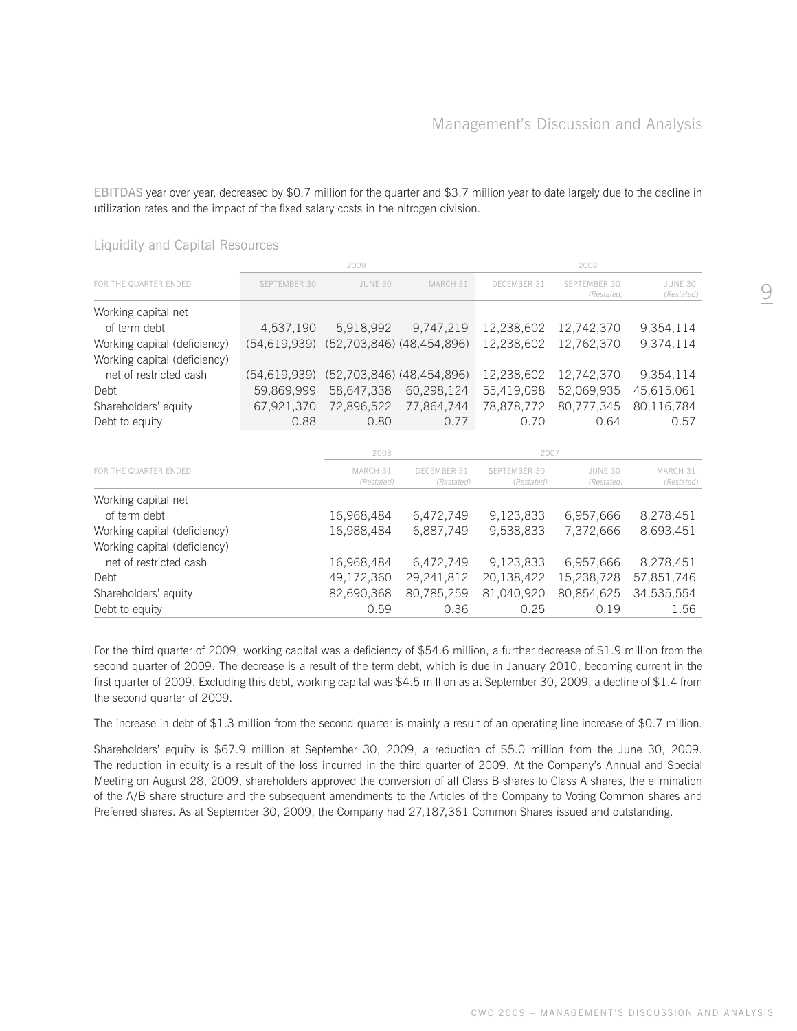**EBITDAS** year over year, decreased by \$0.7 million for the quarter and \$3.7 million year to date largely due to the decline in utilization rates and the impact of the fixed salary costs in the nitrogen division.

## Liquidity and Capital Resources

| | 2009 | | | 2008 | | |
|---|---|---|---|---|---|---|
| FOR THE QUARTER ENDED | SEPTEMBER 30 | JUNE 30 | MARCH 31 | DECEMBER 31 | SEPTEMBER 30 *(Restated)* | JUNE 30 *(Restated)* |
| Working capital net of term debt | 4,537,190 | 5,918,992 | 9,747,219 | 12,238,602 | 12,742,370 | 9,354,114 |
| Working capital (deficiency) | (54,619,939) | (52,703,846) | (48,454,896) | 12,238,602 | 12,762,370 | 9,374,114 |
| Working capital (deficiency) net of restricted cash | (54,619,939) | (52,703,846) | (48,454,896) | 12,238,602 | 12,742,370 | 9,354,114 |
| Debt | 59,869,999 | 58,647,338 | 60,298,124 | 55,419,098 | 52,069,935 | 45,615,061 |
| Shareholders' equity | 67,921,370 | 72,896,522 | 77,864,744 | 78,878,772 | 80,777,345 | 80,116,784 |
| Debt to equity | 0.88 | 0.80 | 0.77 | 0.70 | 0.64 | 0.57 |

| | 2008 | 2007 | | | |
|---|---|---|---|---|---|
| FOR THE QUARTER ENDED | MARCH 31 *(Restated)* | DECEMBER 31 *(Restated)* | SEPTEMBER 30 *(Restated)* | JUNE 30 *(Restated)* | MARCH 31 *(Restated)* |
| Working capital net of term debt | 16,968,484 | 6,472,749 | 9,123,833 | 6,957,666 | 8,278,451 |
| Working capital (deficiency) | 16,988,484 | 6,887,749 | 9,538,833 | 7,372,666 | 8,693,451 |
| Working capital (deficiency) net of restricted cash | 16,968,484 | 6,472,749 | 9,123,833 | 6,957,666 | 8,278,451 |
| Debt | 49,172,360 | 29,241,812 | 20,138,422 | 15,238,728 | 57,851,746 |
| Shareholders' equity | 82,690,368 | 80,785,259 | 81,040,920 | 80,854,625 | 34,535,554 |
| Debt to equity | 0.59 | 0.36 | 0.25 | 0.19 | 1.56 |

For the third quarter of 2009, working capital was a deficiency of \$54.6 million, a further decrease of \$1.9 million from the second quarter of 2009. The decrease is a result of the term debt, which is due in January 2010, becoming current in the first quarter of 2009. Excluding this debt, working capital was \$4.5 million as at September 30, 2009, a decline of \$1.4 from the second quarter of 2009.

The increase in debt of \$1.3 million from the second quarter is mainly a result of an operating line increase of \$0.7 million.

Shareholders' equity is \$67.9 million at September 30, 2009, a reduction of \$5.0 million from the June 30, 2009. The reduction in equity is a result of the loss incurred in the third quarter of 2009. At the Company's Annual and Special Meeting on August 28, 2009, shareholders approved the conversion of all Class B shares to Class A shares, the elimination of the A/B share structure and the subsequent amendments to the Articles of the Company to Voting Common shares and Preferred shares. As at September 30, 2009, the Company had 27,187,361 Common Shares issued and outstanding.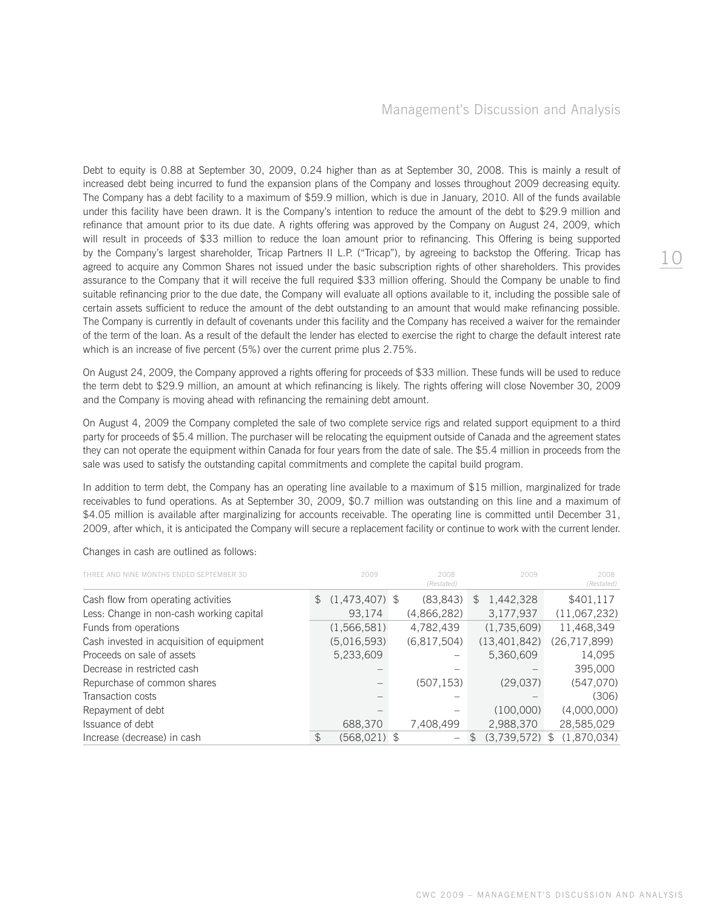Debt to equity is 0.88 at September 30, 2009, 0.24 higher than as at September 30, 2008. This is mainly a result of increased debt being incurred to fund the expansion plans of the Company and losses throughout 2009 decreasing equity. The Company has a debt facility to a maximum of $59.9 million, which is due in January, 2010. All of the funds available under this facility have been drawn. It is the Company's intention to reduce the amount of the debt to $29.9 million and refinance that amount prior to its due date. A rights offering was approved by the Company on August 24, 2009, which will result in proceeds of $33 million to reduce the loan amount prior to refinancing. This Offering is being supported by the Company's largest shareholder, Tricap Partners II L.P. ("Tricap"), by agreeing to backstop the Offering. Tricap has agreed to acquire any Common Shares not issued under the basic subscription rights of other shareholders. This provides assurance to the Company that it will receive the full required $33 million offering. Should the Company be unable to find suitable refinancing prior to the due date, the Company will evaluate all options available to it, including the possible sale of certain assets sufficient to reduce the amount of the debt outstanding to an amount that would make refinancing possible. The Company is currently in default of covenants under this facility and the Company has received a waiver for the remainder of the term of the loan. As a result of the default the lender has elected to exercise the right to charge the default interest rate which is an increase of five percent (5%) over the current prime plus 2.75%.

On August 24, 2009, the Company approved a rights offering for proceeds of $33 million. These funds will be used to reduce the term debt to $29.9 million, an amount at which refinancing is likely. The rights offering will close November 30, 2009 and the Company is moving ahead with refinancing the remaining debt amount.

On August 4, 2009 the Company completed the sale of two complete service rigs and related support equipment to a third party for proceeds of $5.4 million. The purchaser will be relocating the equipment outside of Canada and the agreement states they can not operate the equipment within Canada for four years from the date of sale. The $5.4 million in proceeds from the sale was used to satisfy the outstanding capital commitments and complete the capital build program.

In addition to term debt, the Company has an operating line available to a maximum of $15 million, marginalized for trade receivables to fund operations. As at September 30, 2009, $0.7 million was outstanding on this line and a maximum of $4.05 million is available after marginalizing for accounts receivable. The operating line is committed until December 31, 2009, after which, it is anticipated the Company will secure a replacement facility or continue to work with the current lender.

Changes in cash are outlined as follows:

| THREE AND NINE MONTHS ENDED SEPTEMBER 30 | 2009 | 2008 *(Restated)* | 2009 | 2008 *(Restated)* |
|---|---|---|---|---|
| Cash flow from operating activities | $ (1,473,407) | $ (83,843) | $ 1,442,328 | $401,117 |
| Less: Change in non-cash working capital | 93,174 | (4,866,282) | 3,177,937 | (11,067,232) |
| Funds from operations | (1,566,581) | 4,782,439 | (1,735,609) | 11,468,349 |
| Cash invested in acquisition of equipment | (5,016,593) | (6,817,504) | (13,401,842) | (26,717,899) |
| Proceeds on sale of assets | 5,233,609 | – | 5,360,609 | 14,095 |
| Decrease in restricted cash | – | – | – | 395,000 |
| Repurchase of common shares | – | (507,153) | (29,037) | (547,070) |
| Transaction costs | – | – | – | (306) |
| Repayment of debt | – | – | (100,000) | (4,000,000) |
| Issuance of debt | 688,370 | 7,408,499 | 2,988,370 | 28,585,029 |
| Increase (decrease) in cash | $ (568,021) | $ – | $ (3,739,572) | $ (1,870,034) |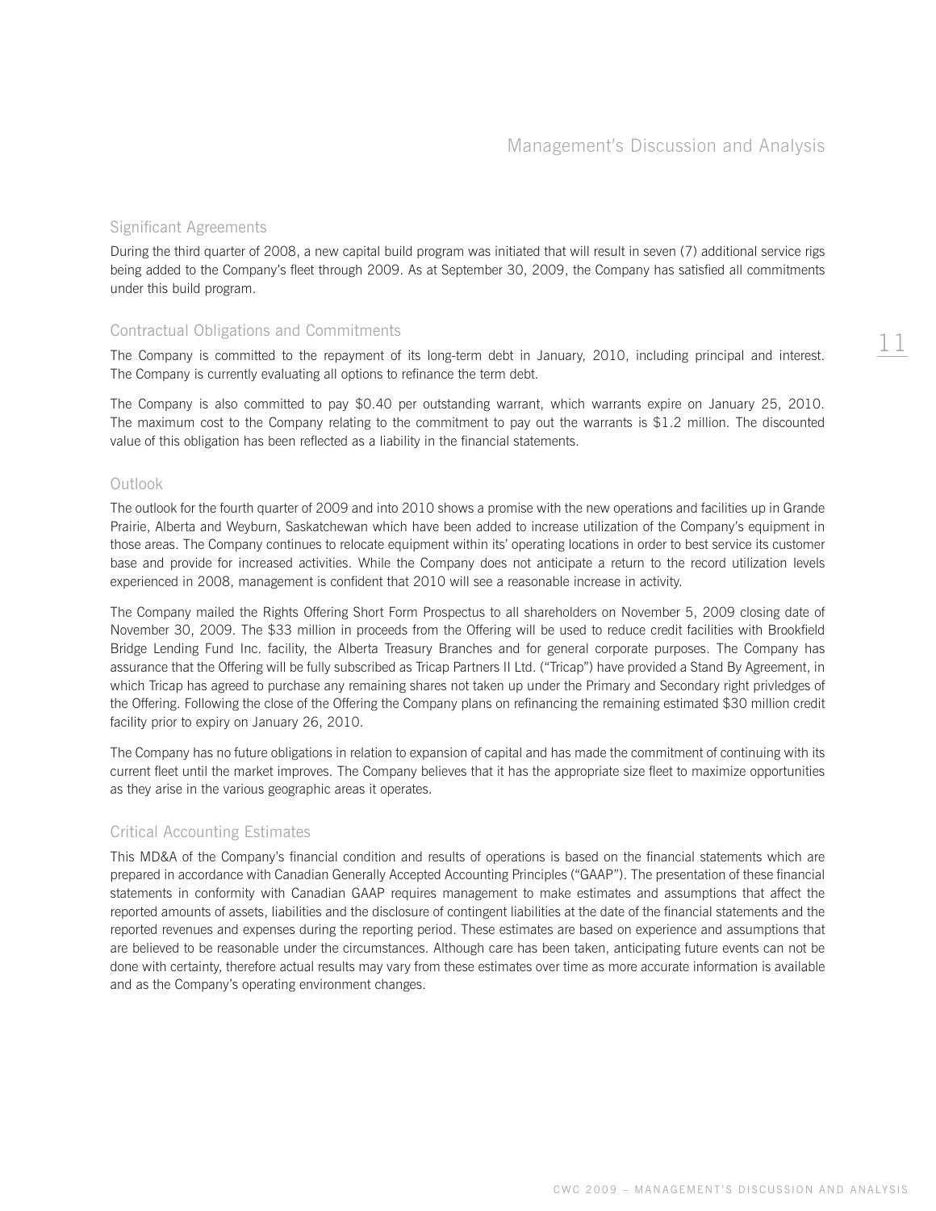## Significant Agreements

During the third quarter of 2008, a new capital build program was initiated that will result in seven (7) additional service rigs being added to the Company's fleet through 2009. As at September 30, 2009, the Company has satisfied all commitments under this build program.

## Contractual Obligations and Commitments

The Company is committed to the repayment of its long-term debt in January, 2010, including principal and interest. The Company is currently evaluating all options to refinance the term debt.

The Company is also committed to pay $0.40 per outstanding warrant, which warrants expire on January 25, 2010. The maximum cost to the Company relating to the commitment to pay out the warrants is $1.2 million. The discounted value of this obligation has been reflected as a liability in the financial statements.

## Outlook

The outlook for the fourth quarter of 2009 and into 2010 shows a promise with the new operations and facilities up in Grande Prairie, Alberta and Weyburn, Saskatchewan which have been added to increase utilization of the Company's equipment in those areas. The Company continues to relocate equipment within its' operating locations in order to best service its customer base and provide for increased activities. While the Company does not anticipate a return to the record utilization levels experienced in 2008, management is confident that 2010 will see a reasonable increase in activity.

The Company mailed the Rights Offering Short Form Prospectus to all shareholders on November 5, 2009 closing date of November 30, 2009. The $33 million in proceeds from the Offering will be used to reduce credit facilities with Brookfield Bridge Lending Fund Inc. facility, the Alberta Treasury Branches and for general corporate purposes. The Company has assurance that the Offering will be fully subscribed as Tricap Partners II Ltd. ("Tricap") have provided a Stand By Agreement, in which Tricap has agreed to purchase any remaining shares not taken up under the Primary and Secondary right privledges of the Offering. Following the close of the Offering the Company plans on refinancing the remaining estimated $30 million credit facility prior to expiry on January 26, 2010.

The Company has no future obligations in relation to expansion of capital and has made the commitment of continuing with its current fleet until the market improves. The Company believes that it has the appropriate size fleet to maximize opportunities as they arise in the various geographic areas it operates.

## Critical Accounting Estimates

This MD&A of the Company's financial condition and results of operations is based on the financial statements which are prepared in accordance with Canadian Generally Accepted Accounting Principles ("GAAP"). The presentation of these financial statements in conformity with Canadian GAAP requires management to make estimates and assumptions that affect the reported amounts of assets, liabilities and the disclosure of contingent liabilities at the date of the financial statements and the reported revenues and expenses during the reporting period. These estimates are based on experience and assumptions that are believed to be reasonable under the circumstances. Although care has been taken, anticipating future events can not be done with certainty, therefore actual results may vary from these estimates over time as more accurate information is available and as the Company's operating environment changes.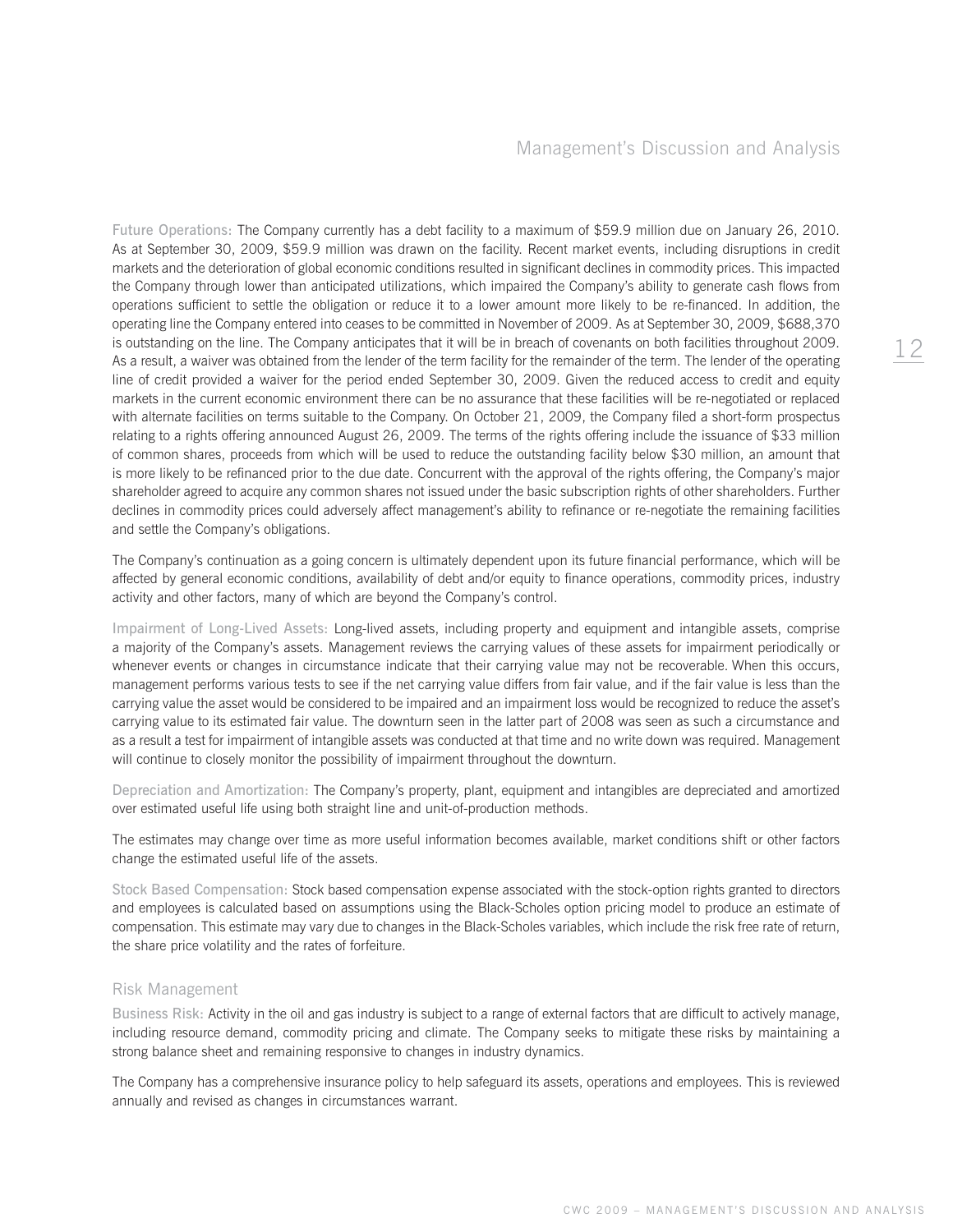**Future Operations:** The Company currently has a debt facility to a maximum of $59.9 million due on January 26, 2010. As at September 30, 2009, $59.9 million was drawn on the facility. Recent market events, including disruptions in credit markets and the deterioration of global economic conditions resulted in significant declines in commodity prices. This impacted the Company through lower than anticipated utilizations, which impaired the Company's ability to generate cash flows from operations sufficient to settle the obligation or reduce it to a lower amount more likely to be re-financed. In addition, the operating line the Company entered into ceases to be committed in November of 2009. As at September 30, 2009, $688,370 is outstanding on the line. The Company anticipates that it will be in breach of covenants on both facilities throughout 2009. As a result, a waiver was obtained from the lender of the term facility for the remainder of the term. The lender of the operating line of credit provided a waiver for the period ended September 30, 2009. Given the reduced access to credit and equity markets in the current economic environment there can be no assurance that these facilities will be re-negotiated or replaced with alternate facilities on terms suitable to the Company. On October 21, 2009, the Company filed a short-form prospectus relating to a rights offering announced August 26, 2009. The terms of the rights offering include the issuance of $33 million of common shares, proceeds from which will be used to reduce the outstanding facility below $30 million, an amount that is more likely to be refinanced prior to the due date. Concurrent with the approval of the rights offering, the Company's major shareholder agreed to acquire any common shares not issued under the basic subscription rights of other shareholders. Further declines in commodity prices could adversely affect management's ability to refinance or re-negotiate the remaining facilities and settle the Company's obligations.

The Company's continuation as a going concern is ultimately dependent upon its future financial performance, which will be affected by general economic conditions, availability of debt and/or equity to finance operations, commodity prices, industry activity and other factors, many of which are beyond the Company's control.

**Impairment of Long-Lived Assets:** Long-lived assets, including property and equipment and intangible assets, comprise a majority of the Company's assets. Management reviews the carrying values of these assets for impairment periodically or whenever events or changes in circumstance indicate that their carrying value may not be recoverable. When this occurs, management performs various tests to see if the net carrying value differs from fair value, and if the fair value is less than the carrying value the asset would be considered to be impaired and an impairment loss would be recognized to reduce the asset's carrying value to its estimated fair value. The downturn seen in the latter part of 2008 was seen as such a circumstance and as a result a test for impairment of intangible assets was conducted at that time and no write down was required. Management will continue to closely monitor the possibility of impairment throughout the downturn.

**Depreciation and Amortization:** The Company's property, plant, equipment and intangibles are depreciated and amortized over estimated useful life using both straight line and unit-of-production methods.

The estimates may change over time as more useful information becomes available, market conditions shift or other factors change the estimated useful life of the assets.

**Stock Based Compensation:** Stock based compensation expense associated with the stock-option rights granted to directors and employees is calculated based on assumptions using the Black-Scholes option pricing model to produce an estimate of compensation. This estimate may vary due to changes in the Black-Scholes variables, which include the risk free rate of return, the share price volatility and the rates of forfeiture.

## Risk Management

**Business Risk:** Activity in the oil and gas industry is subject to a range of external factors that are difficult to actively manage, including resource demand, commodity pricing and climate. The Company seeks to mitigate these risks by maintaining a strong balance sheet and remaining responsive to changes in industry dynamics.

The Company has a comprehensive insurance policy to help safeguard its assets, operations and employees. This is reviewed annually and revised as changes in circumstances warrant.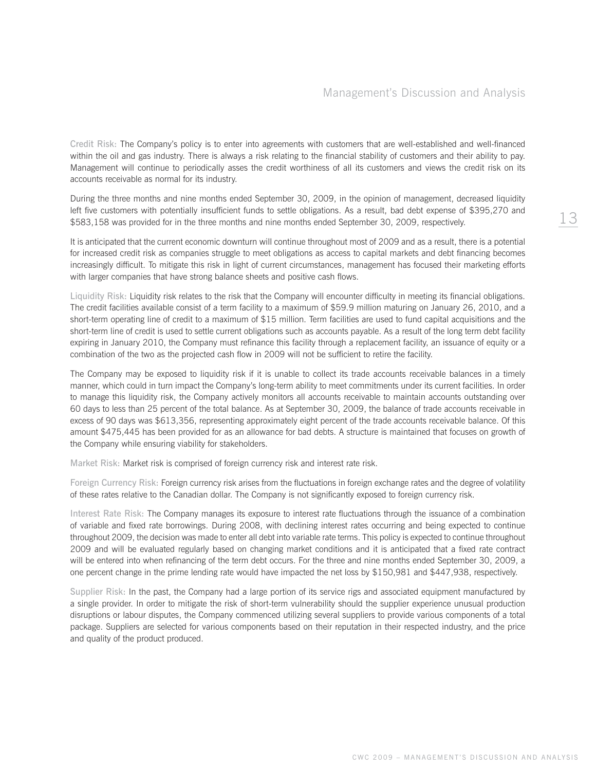**Credit Risk:** The Company's policy is to enter into agreements with customers that are well-established and well-financed within the oil and gas industry. There is always a risk relating to the financial stability of customers and their ability to pay. Management will continue to periodically asses the credit worthiness of all its customers and views the credit risk on its accounts receivable as normal for its industry.

During the three months and nine months ended September 30, 2009, in the opinion of management, decreased liquidity left five customers with potentially insufficient funds to settle obligations. As a result, bad debt expense of $395,270 and $583,158 was provided for in the three months and nine months ended September 30, 2009, respectively.

It is anticipated that the current economic downturn will continue throughout most of 2009 and as a result, there is a potential for increased credit risk as companies struggle to meet obligations as access to capital markets and debt financing becomes increasingly difficult. To mitigate this risk in light of current circumstances, management has focused their marketing efforts with larger companies that have strong balance sheets and positive cash flows.

**Liquidity Risk:** Liquidity risk relates to the risk that the Company will encounter difficulty in meeting its financial obligations. The credit facilities available consist of a term facility to a maximum of $59.9 million maturing on January 26, 2010, and a short-term operating line of credit to a maximum of $15 million. Term facilities are used to fund capital acquisitions and the short-term line of credit is used to settle current obligations such as accounts payable. As a result of the long term debt facility expiring in January 2010, the Company must refinance this facility through a replacement facility, an issuance of equity or a combination of the two as the projected cash flow in 2009 will not be sufficient to retire the facility.

The Company may be exposed to liquidity risk if it is unable to collect its trade accounts receivable balances in a timely manner, which could in turn impact the Company's long-term ability to meet commitments under its current facilities. In order to manage this liquidity risk, the Company actively monitors all accounts receivable to maintain accounts outstanding over 60 days to less than 25 percent of the total balance. As at September 30, 2009, the balance of trade accounts receivable in excess of 90 days was $613,356, representing approximately eight percent of the trade accounts receivable balance. Of this amount $475,445 has been provided for as an allowance for bad debts. A structure is maintained that focuses on growth of the Company while ensuring viability for stakeholders.

**Market Risk:** Market risk is comprised of foreign currency risk and interest rate risk.

**Foreign Currency Risk:** Foreign currency risk arises from the fluctuations in foreign exchange rates and the degree of volatility of these rates relative to the Canadian dollar. The Company is not significantly exposed to foreign currency risk.

**Interest Rate Risk:** The Company manages its exposure to interest rate fluctuations through the issuance of a combination of variable and fixed rate borrowings. During 2008, with declining interest rates occurring and being expected to continue throughout 2009, the decision was made to enter all debt into variable rate terms. This policy is expected to continue throughout 2009 and will be evaluated regularly based on changing market conditions and it is anticipated that a fixed rate contract will be entered into when refinancing of the term debt occurs. For the three and nine months ended September 30, 2009, a one percent change in the prime lending rate would have impacted the net loss by $150,981 and $447,938, respectively.

**Supplier Risk:** In the past, the Company had a large portion of its service rigs and associated equipment manufactured by a single provider. In order to mitigate the risk of short-term vulnerability should the supplier experience unusual production disruptions or labour disputes, the Company commenced utilizing several suppliers to provide various components of a total package. Suppliers are selected for various components based on their reputation in their respected industry, and the price and quality of the product produced.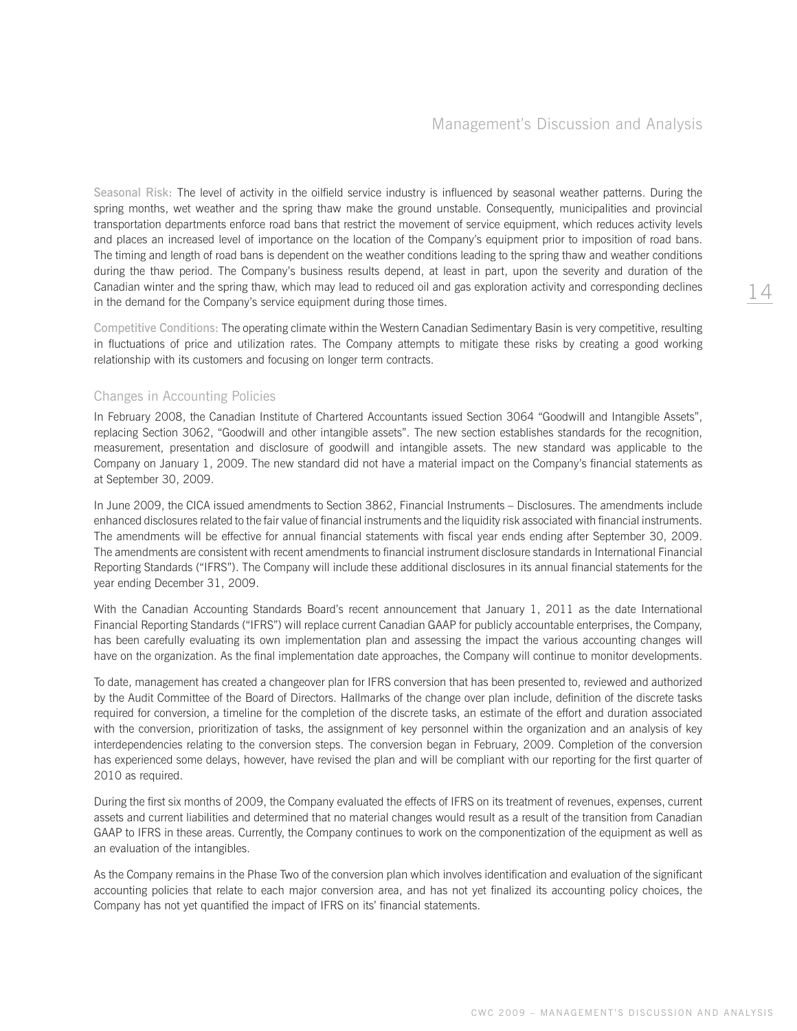**Seasonal Risk:** The level of activity in the oilfield service industry is influenced by seasonal weather patterns. During the spring months, wet weather and the spring thaw make the ground unstable. Consequently, municipalities and provincial transportation departments enforce road bans that restrict the movement of service equipment, which reduces activity levels and places an increased level of importance on the location of the Company's equipment prior to imposition of road bans. The timing and length of road bans is dependent on the weather conditions leading to the spring thaw and weather conditions during the thaw period. The Company's business results depend, at least in part, upon the severity and duration of the Canadian winter and the spring thaw, which may lead to reduced oil and gas exploration activity and corresponding declines in the demand for the Company's service equipment during those times.

**Competitive Conditions:** The operating climate within the Western Canadian Sedimentary Basin is very competitive, resulting in fluctuations of price and utilization rates. The Company attempts to mitigate these risks by creating a good working relationship with its customers and focusing on longer term contracts.

## Changes in Accounting Policies

In February 2008, the Canadian Institute of Chartered Accountants issued Section 3064 "Goodwill and Intangible Assets", replacing Section 3062, "Goodwill and other intangible assets". The new section establishes standards for the recognition, measurement, presentation and disclosure of goodwill and intangible assets. The new standard was applicable to the Company on January 1, 2009. The new standard did not have a material impact on the Company's financial statements as at September 30, 2009.

In June 2009, the CICA issued amendments to Section 3862, Financial Instruments – Disclosures. The amendments include enhanced disclosures related to the fair value of financial instruments and the liquidity risk associated with financial instruments. The amendments will be effective for annual financial statements with fiscal year ends ending after September 30, 2009. The amendments are consistent with recent amendments to financial instrument disclosure standards in International Financial Reporting Standards ("IFRS"). The Company will include these additional disclosures in its annual financial statements for the year ending December 31, 2009.

With the Canadian Accounting Standards Board's recent announcement that January 1, 2011 as the date International Financial Reporting Standards ("IFRS") will replace current Canadian GAAP for publicly accountable enterprises, the Company, has been carefully evaluating its own implementation plan and assessing the impact the various accounting changes will have on the organization. As the final implementation date approaches, the Company will continue to monitor developments.

To date, management has created a changeover plan for IFRS conversion that has been presented to, reviewed and authorized by the Audit Committee of the Board of Directors. Hallmarks of the change over plan include, definition of the discrete tasks required for conversion, a timeline for the completion of the discrete tasks, an estimate of the effort and duration associated with the conversion, prioritization of tasks, the assignment of key personnel within the organization and an analysis of key interdependencies relating to the conversion steps. The conversion began in February, 2009. Completion of the conversion has experienced some delays, however, have revised the plan and will be compliant with our reporting for the first quarter of 2010 as required.

During the first six months of 2009, the Company evaluated the effects of IFRS on its treatment of revenues, expenses, current assets and current liabilities and determined that no material changes would result as a result of the transition from Canadian GAAP to IFRS in these areas. Currently, the Company continues to work on the componentization of the equipment as well as an evaluation of the intangibles.

As the Company remains in the Phase Two of the conversion plan which involves identification and evaluation of the significant accounting policies that relate to each major conversion area, and has not yet finalized its accounting policy choices, the Company has not yet quantified the impact of IFRS on its' financial statements.